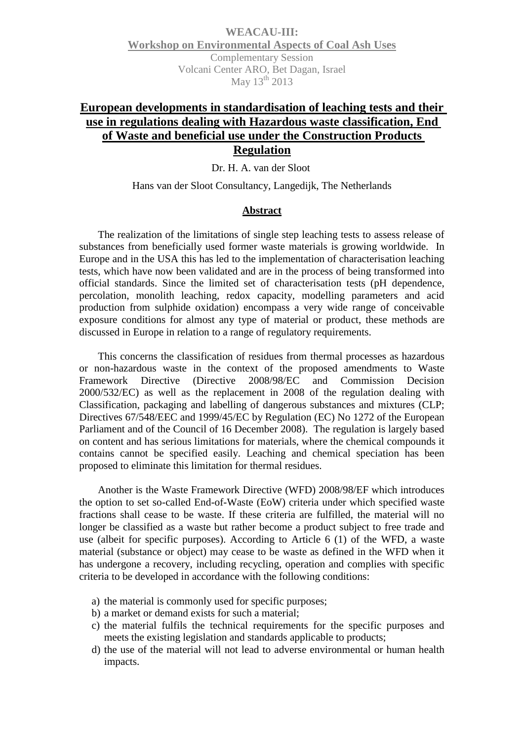**WEACAU-III:**

**Workshop on Environmental Aspects of Coal Ash Uses**

Complementary Session

Volcani Center ARO, Bet Dagan, Israel

May 13th 2013

# European developments in standardisation of leaching tests and their use in regulations dealing with Hazardous waste classification, End of Waste and beneficial use under the Construction Products Regulation

Dr. H. A. van der Sloot

Hans van der Sloot Consultancy, Langedijk, The Netherlands

## Abstract

The realization of the limitations of single step leaching tests to assess release of substances from beneficially used former waste materials is growing worldwide. In Europe and in the USA this has led to the implementation of characterisation leaching tests, which have now been validated and are in the process of being transformed into official standards. Since the limited set of characterisation tests (pH dependence, percolation, monolith leaching, redox capacity, modelling parameters and acid production from sulphide oxidation) encompass a very wide range of conceivable exposure conditions for almost any type of material or product, these methods are discussed in Europe in relation to a range of regulatory requirements.

This concerns the classification of residues from thermal processes as hazardous or non-hazardous waste in the context of the proposed amendments to Waste Framework Directive (Directive 2008/98/EC and Commission Decision 2000/532/EC) as well as the replacement in 2008 of the regulation dealing with Classification, packaging and labelling of dangerous substances and mixtures (CLP; Directives 67/548/EEC and 1999/45/EC by Regulation (EC) No 1272 of the European Parliament and of the Council of 16 December 2008). The regulation is largely based on content and has serious limitations for materials, where the chemical compounds it contains cannot be specified easily. Leaching and chemical speciation has been proposed to eliminate this limitation for thermal residues.

Another is the Waste Framework Directive (WFD) 2008/98/EF which introduces the option to set so-called End-of-Waste (EoW) criteria under which specified waste fractions shall cease to be waste. If these criteria are fulfilled, the material will no longer be classified as a waste but rather become a product subject to free trade and use (albeit for specific purposes). According to Article 6 (1) of the WFD, a waste material (substance or object) may cease to be waste as defined in the WFD when it has undergone a recovery, including recycling, operation and complies with specific criteria to be developed in accordance with the following conditions:

a) the material is commonly used for specific purposes;
b) a market or demand exists for such a material;
c) the material fulfils the technical requirements for the specific purposes and meets the existing legislation and standards applicable to products;
d) the use of the material will not lead to adverse environmental or human health impacts.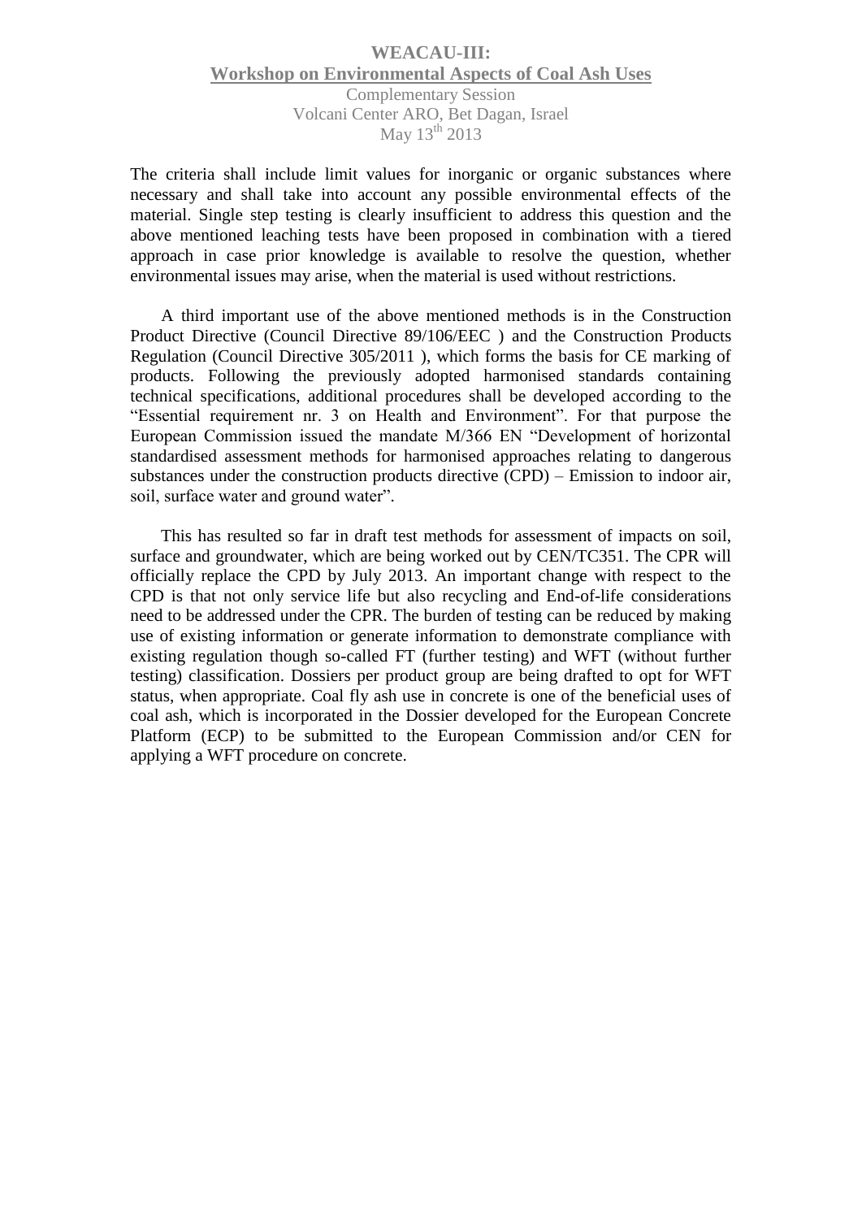The criteria shall include limit values for inorganic or organic substances where necessary and shall take into account any possible environmental effects of the material. Single step testing is clearly insufficient to address this question and the above mentioned leaching tests have been proposed in combination with a tiered approach in case prior knowledge is available to resolve the question, whether environmental issues may arise, when the material is used without restrictions.

A third important use of the above mentioned methods is in the Construction Product Directive (Council Directive 89/106/EEC ) and the Construction Products Regulation (Council Directive 305/2011 ), which forms the basis for CE marking of products. Following the previously adopted harmonised standards containing technical specifications, additional procedures shall be developed according to the "Essential requirement nr. 3 on Health and Environment". For that purpose the European Commission issued the mandate M/366 EN "Development of horizontal standardised assessment methods for harmonised approaches relating to dangerous substances under the construction products directive (CPD) – Emission to indoor air, soil, surface water and ground water".

This has resulted so far in draft test methods for assessment of impacts on soil, surface and groundwater, which are being worked out by CEN/TC351. The CPR will officially replace the CPD by July 2013. An important change with respect to the CPD is that not only service life but also recycling and End-of-life considerations need to be addressed under the CPR. The burden of testing can be reduced by making use of existing information or generate information to demonstrate compliance with existing regulation though so-called FT (further testing) and WFT (without further testing) classification. Dossiers per product group are being drafted to opt for WFT status, when appropriate. Coal fly ash use in concrete is one of the beneficial uses of coal ash, which is incorporated in the Dossier developed for the European Concrete Platform (ECP) to be submitted to the European Commission and/or CEN for applying a WFT procedure on concrete.